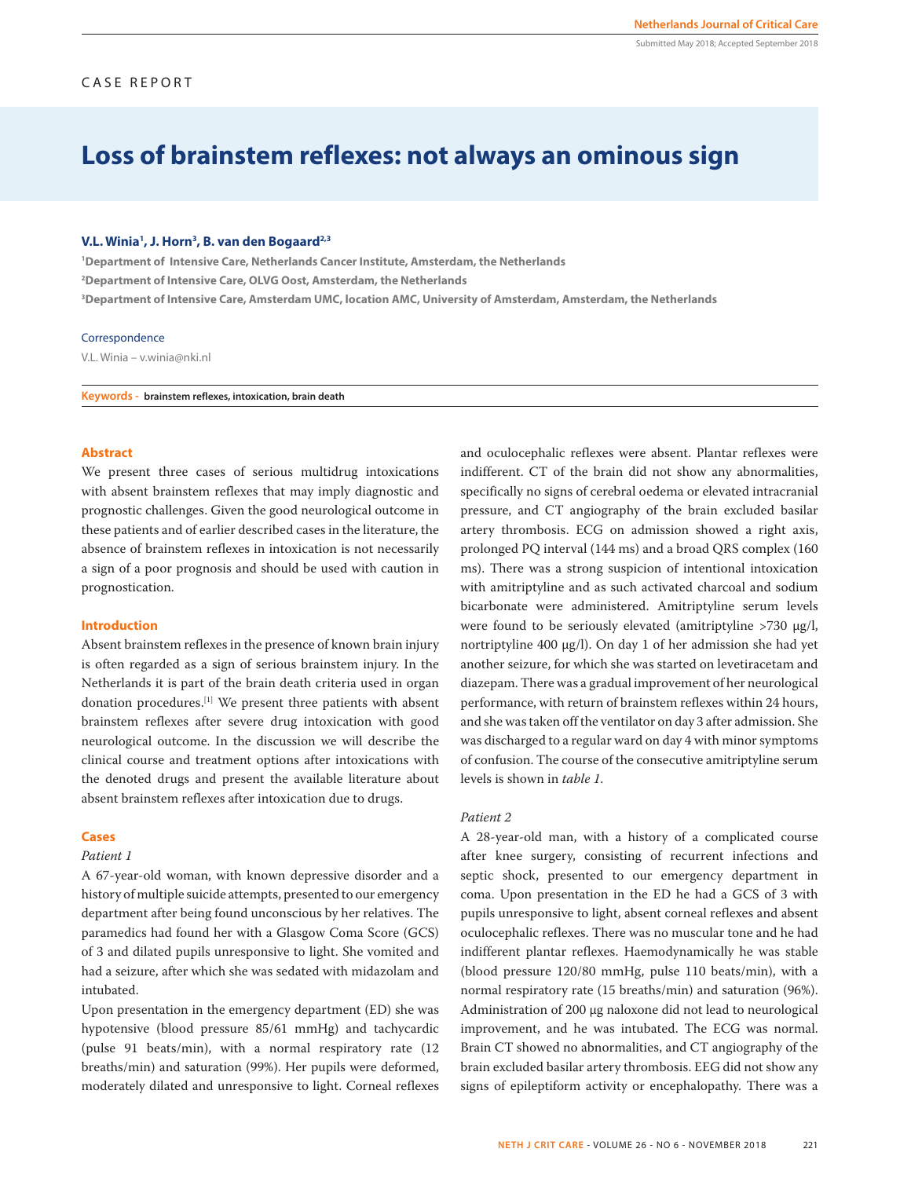CASE REPORT

# Loss of brainstem reflexes: not always an ominous sign

**V.L. Winia[1], J. Horn[3], B. van den Bogaard[2,3]**

[1]Department of Intensive Care, Netherlands Cancer Institute, Amsterdam, the Netherlands
[2]Department of Intensive Care, OLVG Oost, Amsterdam, the Netherlands
[3]Department of Intensive Care, Amsterdam UMC, location AMC, University of Amsterdam, Amsterdam, the Netherlands

Correspondence

V.L. Winia – v.winia@nki.nl

**Keywords -** brainstem reflexes, intoxication, brain death

## Abstract

We present three cases of serious multidrug intoxications with absent brainstem reflexes that may imply diagnostic and prognostic challenges. Given the good neurological outcome in these patients and of earlier described cases in the literature, the absence of brainstem reflexes in intoxication is not necessarily a sign of a poor prognosis and should be used with caution in prognostication.

## Introduction

Absent brainstem reflexes in the presence of known brain injury is often regarded as a sign of serious brainstem injury. In the Netherlands it is part of the brain death criteria used in organ donation procedures.[1] We present three patients with absent brainstem reflexes after severe drug intoxication with good neurological outcome. In the discussion we will describe the clinical course and treatment options after intoxications with the denoted drugs and present the available literature about absent brainstem reflexes after intoxication due to drugs.

## Cases

### *Patient 1*

A 67-year-old woman, with known depressive disorder and a history of multiple suicide attempts, presented to our emergency department after being found unconscious by her relatives. The paramedics had found her with a Glasgow Coma Score (GCS) of 3 and dilated pupils unresponsive to light. She vomited and had a seizure, after which she was sedated with midazolam and intubated.

Upon presentation in the emergency department (ED) she was hypotensive (blood pressure 85/61 mmHg) and tachycardic (pulse 91 beats/min), with a normal respiratory rate (12 breaths/min) and saturation (99%). Her pupils were deformed, moderately dilated and unresponsive to light. Corneal reflexes and oculocephalic reflexes were absent. Plantar reflexes were indifferent. CT of the brain did not show any abnormalities, specifically no signs of cerebral oedema or elevated intracranial pressure, and CT angiography of the brain excluded basilar artery thrombosis. ECG on admission showed a right axis, prolonged PQ interval (144 ms) and a broad QRS complex (160 ms). There was a strong suspicion of intentional intoxication with amitriptyline and as such activated charcoal and sodium bicarbonate were administered. Amitriptyline serum levels were found to be seriously elevated (amitriptyline >730 µg/l, nortriptyline 400 µg/l). On day 1 of her admission she had yet another seizure, for which she was started on levetiracetam and diazepam. There was a gradual improvement of her neurological performance, with return of brainstem reflexes within 24 hours, and she was taken off the ventilator on day 3 after admission. She was discharged to a regular ward on day 4 with minor symptoms of confusion. The course of the consecutive amitriptyline serum levels is shown in *table 1*.

### *Patient 2*

A 28-year-old man, with a history of a complicated course after knee surgery, consisting of recurrent infections and septic shock, presented to our emergency department in coma. Upon presentation in the ED he had a GCS of 3 with pupils unresponsive to light, absent corneal reflexes and absent oculocephalic reflexes. There was no muscular tone and he had indifferent plantar reflexes. Haemodynamically he was stable (blood pressure 120/80 mmHg, pulse 110 beats/min), with a normal respiratory rate (15 breaths/min) and saturation (96%). Administration of 200 µg naloxone did not lead to neurological improvement, and he was intubated. The ECG was normal. Brain CT showed no abnormalities, and CT angiography of the brain excluded basilar artery thrombosis. EEG did not show any signs of epileptiform activity or encephalopathy. There was a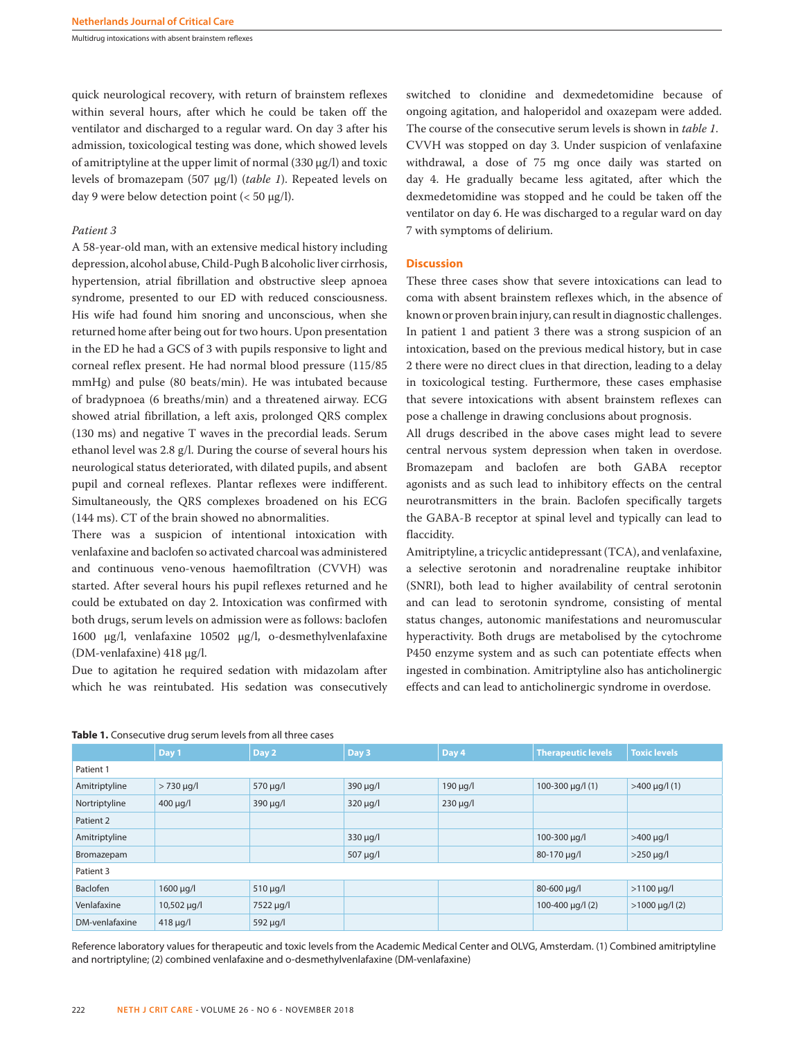quick neurological recovery, with return of brainstem reflexes within several hours, after which he could be taken off the ventilator and discharged to a regular ward. On day 3 after his admission, toxicological testing was done, which showed levels of amitriptyline at the upper limit of normal (330 µg/l) and toxic levels of bromazepam (507 µg/l) (*table 1*). Repeated levels on day 9 were below detection point (< 50 µg/l).

*Patient 3*

A 58-year-old man, with an extensive medical history including depression, alcohol abuse, Child-Pugh B alcoholic liver cirrhosis, hypertension, atrial fibrillation and obstructive sleep apnoea syndrome, presented to our ED with reduced consciousness. His wife had found him snoring and unconscious, when she returned home after being out for two hours. Upon presentation in the ED he had a GCS of 3 with pupils responsive to light and corneal reflex present. He had normal blood pressure (115/85 mmHg) and pulse (80 beats/min). He was intubated because of bradypnoea (6 breaths/min) and a threatened airway. ECG showed atrial fibrillation, a left axis, prolonged QRS complex (130 ms) and negative T waves in the precordial leads. Serum ethanol level was 2.8 g/l. During the course of several hours his neurological status deteriorated, with dilated pupils, and absent pupil and corneal reflexes. Plantar reflexes were indifferent. Simultaneously, the QRS complexes broadened on his ECG (144 ms). CT of the brain showed no abnormalities.

There was a suspicion of intentional intoxication with venlafaxine and baclofen so activated charcoal was administered and continuous veno-venous haemofiltration (CVVH) was started. After several hours his pupil reflexes returned and he could be extubated on day 2. Intoxication was confirmed with both drugs, serum levels on admission were as follows: baclofen 1600 µg/l, venlafaxine 10502 µg/l, o-desmethylvenlafaxine (DM-venlafaxine) 418 µg/l.

Due to agitation he required sedation with midazolam after which he was reintubated. His sedation was consecutively switched to clonidine and dexmedetomidine because of ongoing agitation, and haloperidol and oxazepam were added. The course of the consecutive serum levels is shown in *table 1*. CVVH was stopped on day 3. Under suspicion of venlafaxine withdrawal, a dose of 75 mg once daily was started on day 4. He gradually became less agitated, after which the dexmedetomidine was stopped and he could be taken off the ventilator on day 6. He was discharged to a regular ward on day 7 with symptoms of delirium.

## Discussion

These three cases show that severe intoxications can lead to coma with absent brainstem reflexes which, in the absence of known or proven brain injury, can result in diagnostic challenges. In patient 1 and patient 3 there was a strong suspicion of an intoxication, based on the previous medical history, but in case 2 there were no direct clues in that direction, leading to a delay in toxicological testing. Furthermore, these cases emphasise that severe intoxications with absent brainstem reflexes can pose a challenge in drawing conclusions about prognosis.

All drugs described in the above cases might lead to severe central nervous system depression when taken in overdose. Bromazepam and baclofen are both GABA receptor agonists and as such lead to inhibitory effects on the central neurotransmitters in the brain. Baclofen specifically targets the GABA-B receptor at spinal level and typically can lead to flaccidity.

Amitriptyline, a tricyclic antidepressant (TCA), and venlafaxine, a selective serotonin and noradrenaline reuptake inhibitor (SNRI), both lead to higher availability of central serotonin and can lead to serotonin syndrome, consisting of mental status changes, autonomic manifestations and neuromuscular hyperactivity. Both drugs are metabolised by the cytochrome P450 enzyme system and as such can potentiate effects when ingested in combination. Amitriptyline also has anticholinergic effects and can lead to anticholinergic syndrome in overdose.

**Table 1.** Consecutive drug serum levels from all three cases

| | Day 1 | Day 2 | Day 3 | Day 4 | Therapeutic levels | Toxic levels |
|---|---|---|---|---|---|---|
| Patient 1 | | | | | | |
| Amitriptyline | > 730 µg/l | 570 µg/l | 390 µg/l | 190 µg/l | 100-300 µg/l (1) | >400 µg/l (1) |
| Nortriptyline | 400 µg/l | 390 µg/l | 320 µg/l | 230 µg/l | | |
| Patient 2 | | | | | | |
| Amitriptyline | | | 330 µg/l | | 100-300 µg/l | >400 µg/l |
| Bromazepam | | | 507 µg/l | | 80-170 µg/l | >250 µg/l |
| Patient 3 | | | | | | |
| Baclofen | 1600 µg/l | 510 µg/l | | | 80-600 µg/l | >1100 µg/l |
| Venlafaxine | 10,502 µg/l | 7522 µg/l | | | 100-400 µg/l (2) | >1000 µg/l (2) |
| DM-venlafaxine | 418 µg/l | 592 µg/l | | | | |

Reference laboratory values for therapeutic and toxic levels from the Academic Medical Center and OLVG, Amsterdam. (1) Combined amitriptyline and nortriptyline; (2) combined venlafaxine and o-desmethylvenlafaxine (DM-venlafaxine)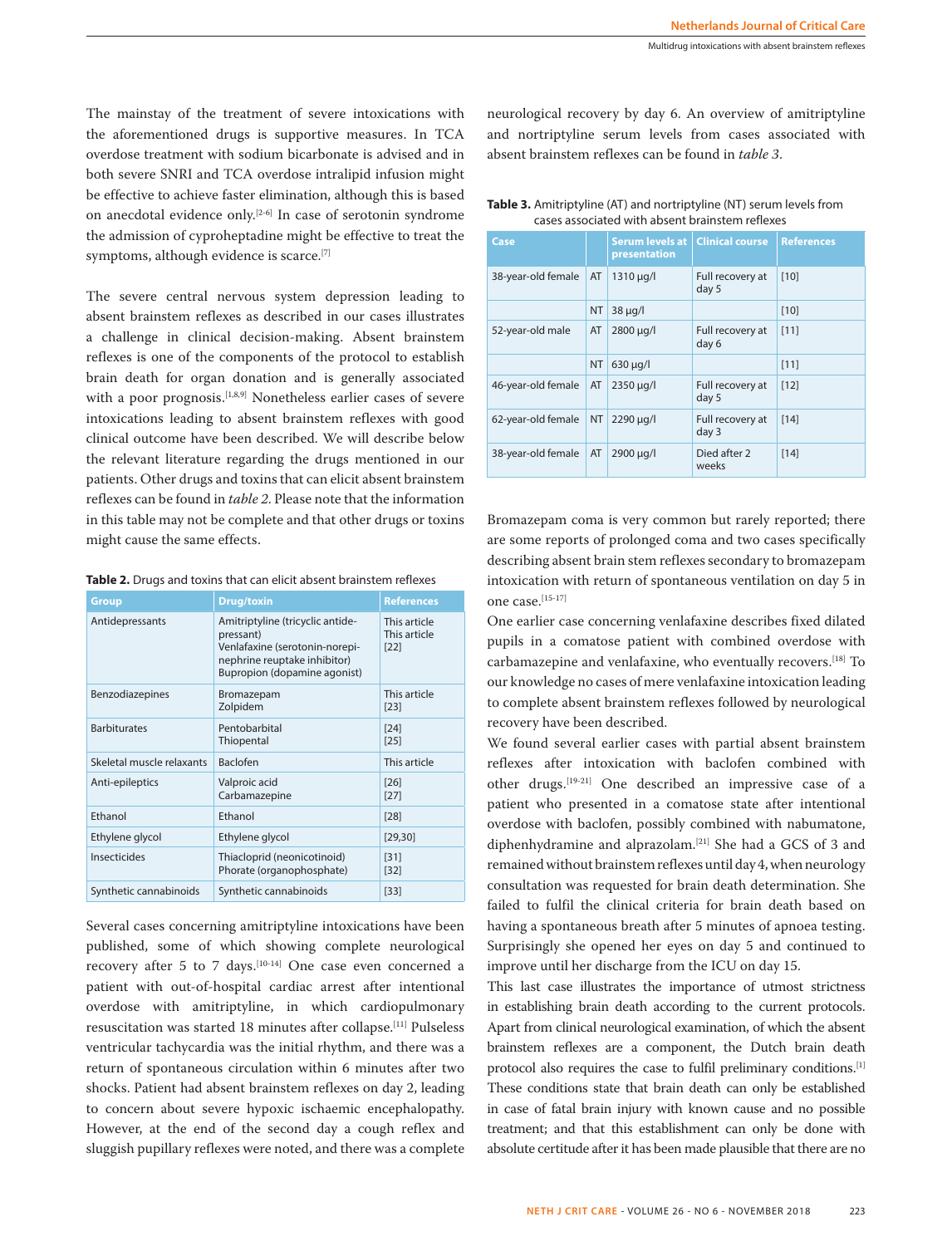The mainstay of the treatment of severe intoxications with the aforementioned drugs is supportive measures. In TCA overdose treatment with sodium bicarbonate is advised and in both severe SNRI and TCA overdose intralipid infusion might be effective to achieve faster elimination, although this is based on anecdotal evidence only.[2-6] In case of serotonin syndrome the admission of cyproheptadine might be effective to treat the symptoms, although evidence is scarce.[7]

The severe central nervous system depression leading to absent brainstem reflexes as described in our cases illustrates a challenge in clinical decision-making. Absent brainstem reflexes is one of the components of the protocol to establish brain death for organ donation and is generally associated with a poor prognosis.[1,8,9] Nonetheless earlier cases of severe intoxications leading to absent brainstem reflexes with good clinical outcome have been described. We will describe below the relevant literature regarding the drugs mentioned in our patients. Other drugs and toxins that can elicit absent brainstem reflexes can be found in *table 2*. Please note that the information in this table may not be complete and that other drugs or toxins might cause the same effects.

**Table 2.** Drugs and toxins that can elicit absent brainstem reflexes

| Group | Drug/toxin | References |
|---|---|---|
| Antidepressants | Amitriptyline (tricyclic antidepressant)<br>Venlafaxine (serotonin-norepinephrine reuptake inhibitor)<br>Bupropion (dopamine agonist) | This article<br>This article<br>[22] |
| Benzodiazepines | Bromazepam<br>Zolpidem | This article<br>[23] |
| Barbiturates | Pentobarbital<br>Thiopental | [24]<br>[25] |
| Skeletal muscle relaxants | Baclofen | This article |
| Anti-epileptics | Valproic acid<br>Carbamazepine | [26]<br>[27] |
| Ethanol | Ethanol | [28] |
| Ethylene glycol | Ethylene glycol | [29,30] |
| Insecticides | Thiacloprid (neonicotinoid)<br>Phorate (organophosphate) | [31]<br>[32] |
| Synthetic cannabinoids | Synthetic cannabinoids | [33] |

Several cases concerning amitriptyline intoxications have been published, some of which showing complete neurological recovery after 5 to 7 days.[10-14] One case even concerned a patient with out-of-hospital cardiac arrest after intentional overdose with amitriptyline, in which cardiopulmonary resuscitation was started 18 minutes after collapse.[11] Pulseless ventricular tachycardia was the initial rhythm, and there was a return of spontaneous circulation within 6 minutes after two shocks. Patient had absent brainstem reflexes on day 2, leading to concern about severe hypoxic ischaemic encephalopathy. However, at the end of the second day a cough reflex and sluggish pupillary reflexes were noted, and there was a complete neurological recovery by day 6. An overview of amitriptyline and nortriptyline serum levels from cases associated with absent brainstem reflexes can be found in *table 3*.

**Table 3.** Amitriptyline (AT) and nortriptyline (NT) serum levels from cases associated with absent brainstem reflexes

| Case | | Serum levels at presentation | Clinical course | References |
|---|---|---|---|---|
| 38-year-old female | AT | 1310 µg/l | Full recovery at day 5 | [10] |
| | NT | 38 µg/l | | [10] |
| 52-year-old male | AT | 2800 µg/l | Full recovery at day 6 | [11] |
| | NT | 630 µg/l | | [11] |
| 46-year-old female | AT | 2350 µg/l | Full recovery at day 5 | [12] |
| 62-year-old female | NT | 2290 µg/l | Full recovery at day 3 | [14] |
| 38-year-old female | AT | 2900 µg/l | Died after 2 weeks | [14] |

Bromazepam coma is very common but rarely reported; there are some reports of prolonged coma and two cases specifically describing absent brain stem reflexes secondary to bromazepam intoxication with return of spontaneous ventilation on day 5 in one case.[15-17]

One earlier case concerning venlafaxine describes fixed dilated pupils in a comatose patient with combined overdose with carbamazepine and venlafaxine, who eventually recovers.[18] To our knowledge no cases of mere venlafaxine intoxication leading to complete absent brainstem reflexes followed by neurological recovery have been described.

We found several earlier cases with partial absent brainstem reflexes after intoxication with baclofen combined with other drugs.[19-21] One described an impressive case of a patient who presented in a comatose state after intentional overdose with baclofen, possibly combined with nabumatone, diphenhydramine and alprazolam.[21] She had a GCS of 3 and remained without brainstem reflexes until day 4, when neurology consultation was requested for brain death determination. She failed to fulfil the clinical criteria for brain death based on having a spontaneous breath after 5 minutes of apnoea testing. Surprisingly she opened her eyes on day 5 and continued to improve until her discharge from the ICU on day 15.

This last case illustrates the importance of utmost strictness in establishing brain death according to the current protocols. Apart from clinical neurological examination, of which the absent brainstem reflexes are a component, the Dutch brain death protocol also requires the case to fulfil preliminary conditions.[1] These conditions state that brain death can only be established in case of fatal brain injury with known cause and no possible treatment; and that this establishment can only be done with absolute certitude after it has been made plausible that there are no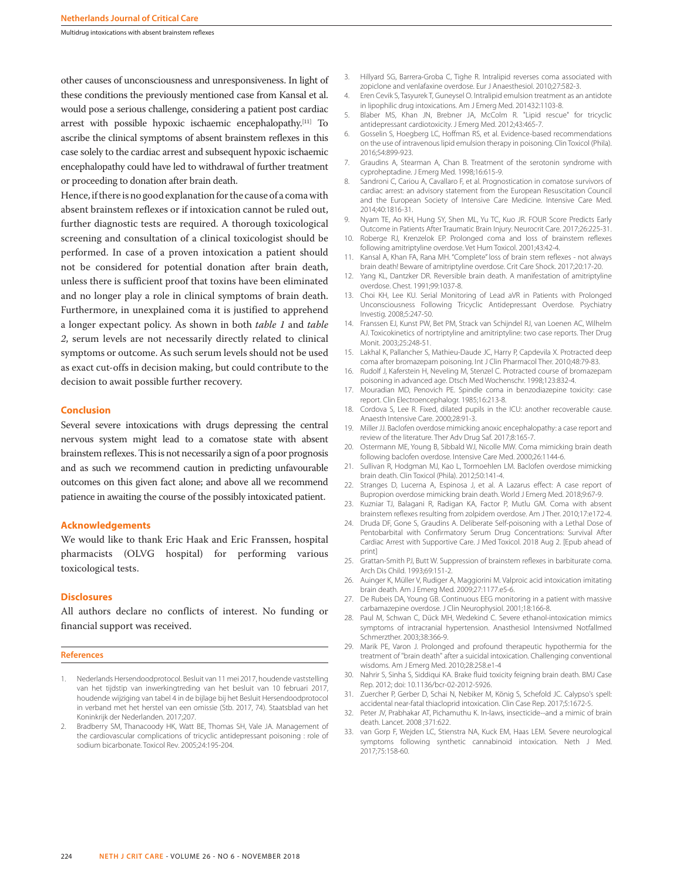other causes of unconsciousness and unresponsiveness. In light of these conditions the previously mentioned case from Kansal et al. would pose a serious challenge, considering a patient post cardiac arrest with possible hypoxic ischaemic encephalopathy.[11] To ascribe the clinical symptoms of absent brainstem reflexes in this case solely to the cardiac arrest and subsequent hypoxic ischaemic encephalopathy could have led to withdrawal of further treatment or proceeding to donation after brain death.

Hence, if there is no good explanation for the cause of a coma with absent brainstem reflexes or if intoxication cannot be ruled out, further diagnostic tests are required. A thorough toxicological screening and consultation of a clinical toxicologist should be performed. In case of a proven intoxication a patient should not be considered for potential donation after brain death, unless there is sufficient proof that toxins have been eliminated and no longer play a role in clinical symptoms of brain death. Furthermore, in unexplained coma it is justified to apprehend a longer expectant policy. As shown in both *table 1* and *table 2*, serum levels are not necessarily directly related to clinical symptoms or outcome. As such serum levels should not be used as exact cut-offs in decision making, but could contribute to the decision to await possible further recovery.

## Conclusion

Several severe intoxications with drugs depressing the central nervous system might lead to a comatose state with absent brainstem reflexes. This is not necessarily a sign of a poor prognosis and as such we recommend caution in predicting unfavourable outcomes on this given fact alone; and above all we recommend patience in awaiting the course of the possibly intoxicated patient.

## Acknowledgements

We would like to thank Eric Haak and Eric Franssen, hospital pharmacists (OLVG hospital) for performing various toxicological tests.

## Disclosures

All authors declare no conflicts of interest. No funding or financial support was received.

## References

1. Nederlands Hersendoodprotocol. Besluit van 11 mei 2017, houdende vaststelling van het tijdstip van inwerkingtreding van het besluit van 10 februari 2017, houdende wijziging van tabel 4 in de bijlage bij het Besluit Hersendoodprotocol in verband met het herstel van een omissie (Stb. 2017, 74). Staatsblad van het Koninkrijk der Nederlanden. 2017;207.
2. Bradberry SM, Thanacoody HK, Watt BE, Thomas SH, Vale JA. Management of the cardiovascular complications of tricyclic antidepressant poisoning : role of sodium bicarbonate. Toxicol Rev. 2005;24:195-204.
3. Hillyard SG, Barrera-Groba C, Tighe R. Intralipid reverses coma associated with zopiclone and venlafaxine overdose. Eur J Anaesthesiol. 2010;27:582-3.
4. Eren Cevik S, Tasyurek T, Guneysel O. Intralipid emulsion treatment as an antidote in lipophilic drug intoxications. Am J Emerg Med. 201432:1103-8.
5. Blaber MS, Khan JN, Brebner JA, McColm R. "Lipid rescue" for tricyclic antidepressant cardiotoxicity. J Emerg Med. 2012;43:465-7.
6. Gosselin S, Hoegberg LC, Hoffman RS, et al. Evidence-based recommendations on the use of intravenous lipid emulsion therapy in poisoning. Clin Toxicol (Phila). 2016;54:899-923.
7. Graudins A, Stearman A, Chan B. Treatment of the serotonin syndrome with cyproheptadine. J Emerg Med. 1998;16:615-9.
8. Sandroni C, Cariou A, Cavallaro F, et al. Prognostication in comatose survivors of cardiac arrest: an advisory statement from the European Resuscitation Council and the European Society of Intensive Care Medicine. Intensive Care Med. 2014;40:1816-31.
9. Nyam TE, Ao KH, Hung SY, Shen ML, Yu TC, Kuo JR. FOUR Score Predicts Early Outcome in Patients After Traumatic Brain Injury. Neurocrit Care. 2017;26:225-31.
10. Roberge RJ, Krenzelok EP. Prolonged coma and loss of brainstem reflexes following amitriptyline overdose. Vet Hum Toxicol. 2001;43:42-4.
11. Kansal A, Khan FA, Rana MH. "Complete" loss of brain stem reflexes - not always brain death! Beware of amitriptyline overdose. Crit Care Shock. 2017;20:17-20.
12. Yang KL, Dantzker DR. Reversible brain death. A manifestation of amitriptyline overdose. Chest. 1991;99:1037-8.
13. Choi KH, Lee KU. Serial Monitoring of Lead aVR in Patients with Prolonged Unconsciousness Following Tricyclic Antidepressant Overdose. Psychiatry Investig. 2008;5:247-50.
14. Franssen EJ, Kunst PW, Bet PM, Strack van Schijndel RJ, van Loenen AC, Wilhelm AJ. Toxicokinetics of nortriptyline and amitriptyline: two case reports. Ther Drug Monit. 2003;25:248-51.
15. Lakhal K, Pallancher S, Mathieu-Daude JC, Harry P, Capdevila X. Protracted deep coma after bromazepam poisoning. Int J Clin Pharmacol Ther. 2010;48:79-83.
16. Rudolf J, Kaferstein H, Neveling M, Stenzel C. Protracted course of bromazepam poisoning in advanced age. Dtsch Med Wochenschr. 1998;123:832-4.
17. Mouradian MD, Penovich PE. Spindle coma in benzodiazepine toxicity: case report. Clin Electroencephalogr. 1985;16:213-8.
18. Cordova S, Lee R. Fixed, dilated pupils in the ICU: another recoverable cause. Anaesth Intensive Care. 2000;28:91-3.
19. Miller JJ. Baclofen overdose mimicking anoxic encephalopathy: a case report and review of the literature. Ther Adv Drug Saf. 2017;8:165-7.
20. Ostermann ME, Young B, Sibbald WJ, Nicolle MW. Coma mimicking brain death following baclofen overdose. Intensive Care Med. 2000;26:1144-6.
21. Sullivan R, Hodgman MJ, Kao L, Tormoehlen LM. Baclofen overdose mimicking brain death. Clin Toxicol (Phila). 2012;50:141-4.
22. Stranges D, Lucerna A, Espinosa J, et al. A Lazarus effect: A case report of Bupropion overdose mimicking brain death. World J Emerg Med. 2018;9:67-9.
23. Kuzniar TJ, Balagani R, Radigan KA, Factor P, Mutlu GM. Coma with absent brainstem reflexes resulting from zolpidem overdose. Am J Ther. 2010;17:e172-4.
24. Druda DF, Gone S, Graudins A. Deliberate Self-poisoning with a Lethal Dose of Pentobarbital with Confirmatory Serum Drug Concentrations: Survival After Cardiac Arrest with Supportive Care. J Med Toxicol. 2018 Aug 2. [Epub ahead of print]
25. Grattan-Smith PJ, Butt W. Suppression of brainstem reflexes in barbiturate coma. Arch Dis Child. 1993;69:151-2.
26. Auinger K, Müller V, Rudiger A, Maggiorini M. Valproic acid intoxication imitating brain death. Am J Emerg Med. 2009;27:1177.e5-6.
27. De Rubeis DA, Young GB. Continuous EEG monitoring in a patient with massive carbamazepine overdose. J Clin Neurophysiol. 2001;18:166-8.
28. Paul M, Schwan C, Dück MH, Wedekind C. Severe ethanol-intoxication mimics symptoms of intracranial hypertension. Anasthesiol Intensivmed Notfallmed Schmerzther. 2003;38:366-9.
29. Marik PE, Varon J. Prolonged and profound therapeutic hypothermia for the treatment of "brain death" after a suicidal intoxication. Challenging conventional wisdoms. Am J Emerg Med. 2010;28:258.e1-4
30. Nahrir S, Sinha S, Siddiqui KA. Brake fluid toxicity feigning brain death. BMJ Case Rep. 2012; doi: 10.1136/bcr-02-2012-5926.
31. Zuercher P, Gerber D, Schai N, Nebiker M, König S, Schefold JC. Calypso's spell: accidental near-fatal thiacloprid intoxication. Clin Case Rep. 2017;5:1672-5.
32. Peter JV, Prabhakar AT, Pichamuthu K. In-laws, insecticide--and a mimic of brain death. Lancet. 2008 ;371:622.
33. van Gorp F, Wejden LC, Stienstra NA, Kuck EM, Haas LEM. Severe neurological symptoms following synthetic cannabinoid intoxication. Neth J Med. 2017;75:158-60.